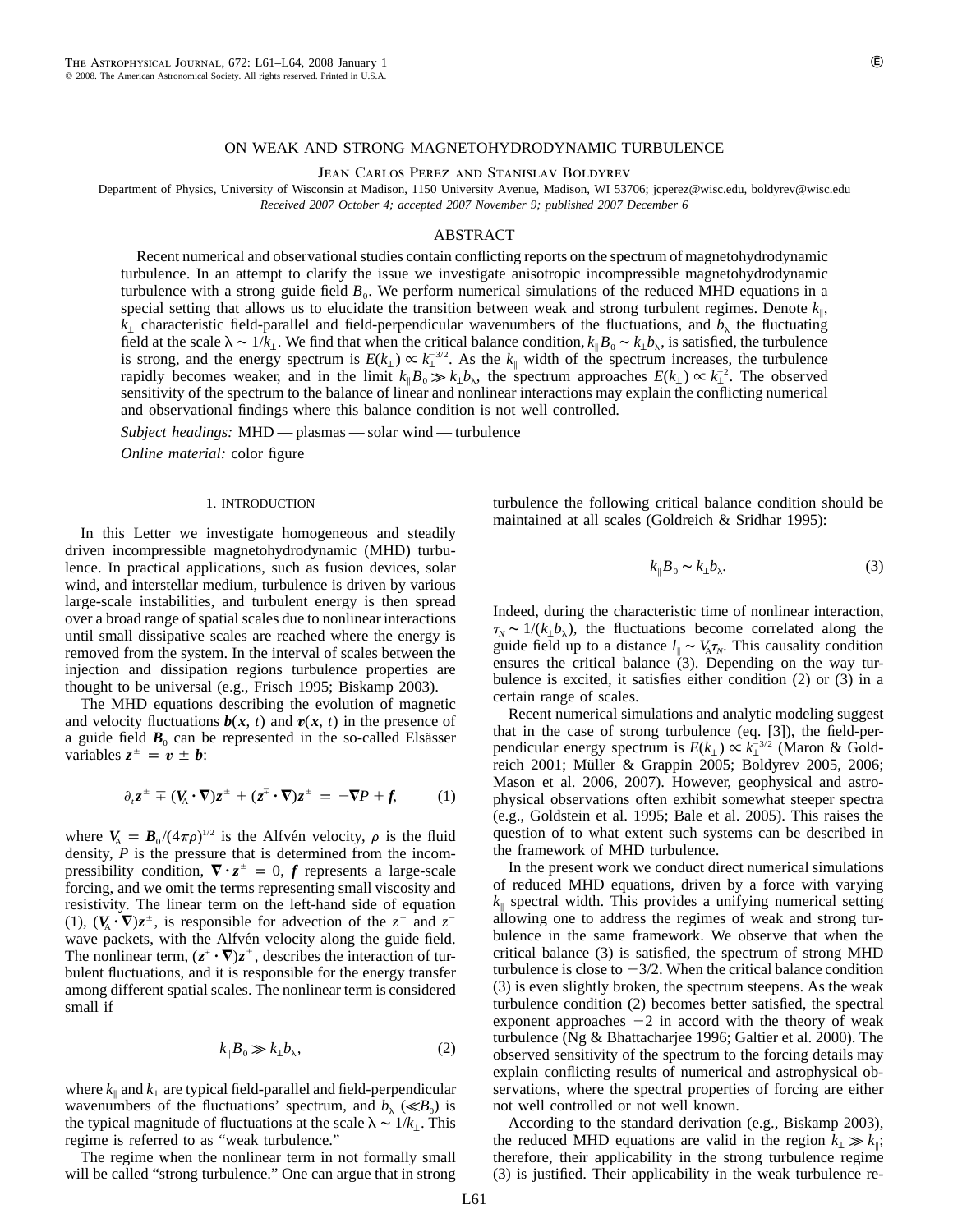# ON WEAK AND STRONG MAGNETOHYDRODYNAMIC TURBULENCE

Jean Carlos Perez and Stanislav Boldyrev

Department of Physics, University of Wisconsin at Madison, 1150 University Avenue, Madison, WI 53706; jcperez@wisc.edu, boldyrev@wisc.edu

*Received 2007 October 4; accepted 2007 November 9; published 2007 December 6*

## ABSTRACT

Recent numerical and observational studies contain conflicting reports on the spectrum of magnetohydrodynamic turbulence. In an attempt to clarify the issue we investigate anisotropic incompressible magnetohydrodynamic turbulence with a strong guide field $B_0$. We perform numerical simulations of the reduced MHD equations in a special setting that allows us to elucidate the transition between weak and strong turbulent regimes. Denote $k_\|$, $k_\perp$ characteristic field-parallel and field-perpendicular wavenumbers of the fluctuations, and $b_\lambda$ the fluctuating field at the scale $\lambda \sim 1/k_\perp$. We find that when the critical balance condition, $k_\| B_0 \sim k_\perp b_\lambda$, is satisfied, the turbulence is strong, and the energy spectrum is $E(k_\perp) \propto k_\perp^{-3/2}$. As the $k_\|$ width of the spectrum increases, the turbulence rapidly becomes weaker, and in the limit $k_\| B_0 \gg k_\perp b_\lambda$, the spectrum approaches $E(k_\perp) \propto k_\perp^{-2}$. The observed sensitivity of the spectrum to the balance of linear and nonlinear interactions may explain the conflicting numerical and observational findings where this balance condition is not well controlled.

*Subject headings:* MHD — plasmas — solar wind — turbulence

*Online material:* color figure

## 1. INTRODUCTION

In this Letter we investigate homogeneous and steadily driven incompressible magnetohydrodynamic (MHD) turbulence. In practical applications, such as fusion devices, solar wind, and interstellar medium, turbulence is driven by various large-scale instabilities, and turbulent energy is then spread over a broad range of spatial scales due to nonlinear interactions until small dissipative scales are reached where the energy is removed from the system. In the interval of scales between the injection and dissipation regions turbulence properties are thought to be universal (e.g., Frisch 1995; Biskamp 2003).

The MHD equations describing the evolution of magnetic and velocity fluctuations $\boldsymbol{b}(\boldsymbol{x}, t)$ and $\boldsymbol{v}(\boldsymbol{x}, t)$ in the presence of a guide field $\boldsymbol{B}_0$ can be represented in the so-called Elsässer variables $\boldsymbol{z}^\pm = \boldsymbol{v} \pm \boldsymbol{b}$:

$$\partial_t \boldsymbol{z}^\pm \mp (\boldsymbol{V}_A \cdot \nabla)\boldsymbol{z}^\pm + (\boldsymbol{z}^\mp \cdot \nabla)\boldsymbol{z}^\pm = -\nabla P + \boldsymbol{f}, \tag{1}$$

where $\boldsymbol{V}_A = \boldsymbol{B}_0/(4\pi\rho)^{1/2}$ is the Alfvén velocity, $\rho$ is the fluid density, $P$ is the pressure that is determined from the incompressibility condition, $\nabla \cdot \boldsymbol{z}^\pm = 0$, $\boldsymbol{f}$ represents a large-scale forcing, and we omit the terms representing small viscosity and resistivity. The linear term on the left-hand side of equation (1), $(\boldsymbol{V}_A \cdot \nabla)\boldsymbol{z}^\pm$, is responsible for advection of the $z^+$ and $z^-$ wave packets, with the Alfvén velocity along the guide field. The nonlinear term, $(\boldsymbol{z}^\mp \cdot \nabla)\boldsymbol{z}^\pm$, describes the interaction of turbulent fluctuations, and it is responsible for the energy transfer among different spatial scales. The nonlinear term is considered small if

$$k_\| B_0 \gg k_\perp b_\lambda, \tag{2}$$

where $k_\|$ and $k_\perp$ are typical field-parallel and field-perpendicular wavenumbers of the fluctuations' spectrum, and $b_\lambda$ ($\ll B_0$) is the typical magnitude of fluctuations at the scale $\lambda \sim 1/k_\perp$. This regime is referred to as "weak turbulence."

The regime when the nonlinear term in not formally small will be called "strong turbulence." One can argue that in strong turbulence the following critical balance condition should be maintained at all scales (Goldreich & Sridhar 1995):

$$k_\| B_0 \sim k_\perp b_\lambda. \tag{3}$$

Indeed, during the characteristic time of nonlinear interaction, $\tau_N \sim 1/(k_\perp b_\lambda)$, the fluctuations become correlated along the guide field up to a distance $l_\| \sim V_A \tau_N$. This causality condition ensures the critical balance (3). Depending on the way turbulence is excited, it satisfies either condition (2) or (3) in a certain range of scales.

Recent numerical simulations and analytic modeling suggest that in the case of strong turbulence (eq. [3]), the field-perpendicular energy spectrum is $E(k_\perp) \propto k_\perp^{-3/2}$ (Maron & Goldreich 2001; Müller & Grappin 2005; Boldyrev 2005, 2006; Mason et al. 2006, 2007). However, geophysical and astrophysical observations often exhibit somewhat steeper spectra (e.g., Goldstein et al. 1995; Bale et al. 2005). This raises the question of to what extent such systems can be described in the framework of MHD turbulence.

In the present work we conduct direct numerical simulations of reduced MHD equations, driven by a force with varying $k_\|$ spectral width. This provides a unifying numerical setting allowing one to address the regimes of weak and strong turbulence in the same framework. We observe that when the critical balance (3) is satisfied, the spectrum of strong MHD turbulence is close to $-3/2$. When the critical balance condition (3) is even slightly broken, the spectrum steepens. As the weak turbulence condition (2) becomes better satisfied, the spectral exponent approaches $-2$ in accord with the theory of weak turbulence (Ng & Bhattacharjee 1996; Galtier et al. 2000). The observed sensitivity of the spectrum to the forcing details may explain conflicting results of numerical and astrophysical observations, where the spectral properties of forcing are either not well controlled or not well known.

According to the standard derivation (e.g., Biskamp 2003), the reduced MHD equations are valid in the region $k_\perp \gg k_\|$; therefore, their applicability in the strong turbulence regime (3) is justified. Their applicability in the weak turbulence re-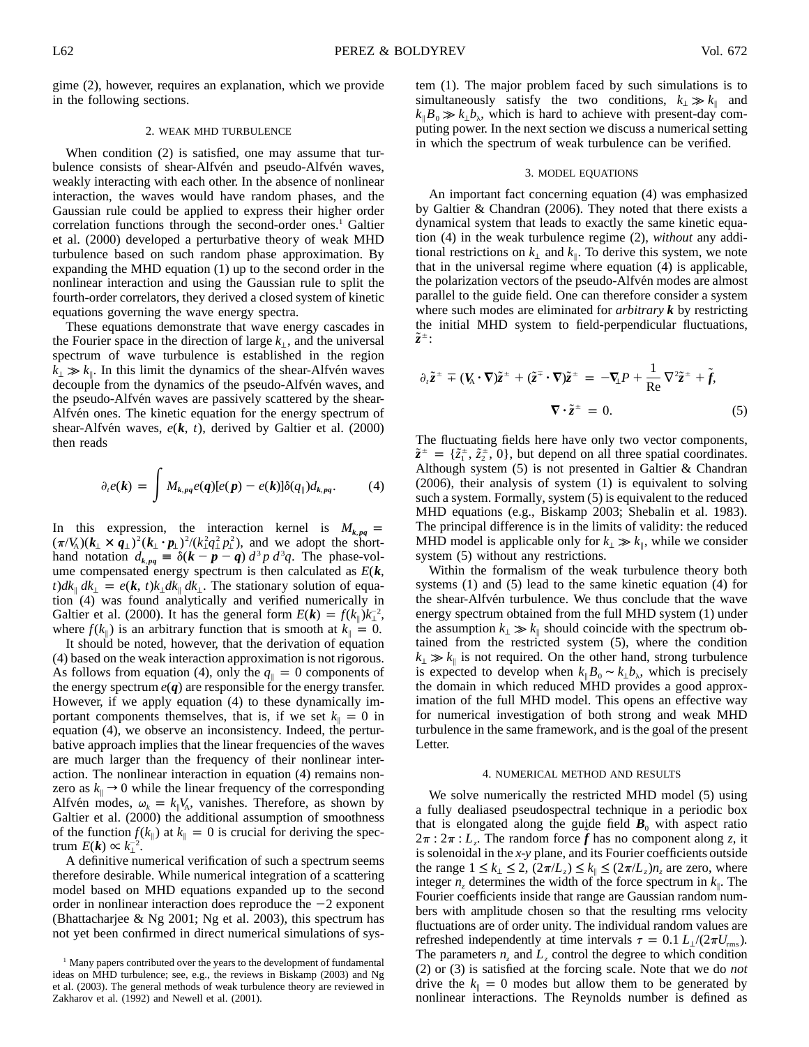gime (2), however, requires an explanation, which we provide in the following sections.

## 2. WEAK MHD TURBULENCE

When condition (2) is satisfied, one may assume that turbulence consists of shear-Alfvén and pseudo-Alfvén waves, weakly interacting with each other. In the absence of nonlinear interaction, the waves would have random phases, and the Gaussian rule could be applied to express their higher order correlation functions through the second-order ones.[1] Galtier et al. (2000) developed a perturbative theory of weak MHD turbulence based on such random phase approximation. By expanding the MHD equation (1) up to the second order in the nonlinear interaction and using the Gaussian rule to split the fourth-order correlators, they derived a closed system of kinetic equations governing the wave energy spectra.

These equations demonstrate that wave energy cascades in the Fourier space in the direction of large $k_\perp$, and the universal spectrum of wave turbulence is established in the region $k_\perp \gg k_\|$. In this limit the dynamics of the shear-Alfvén waves decouple from the dynamics of the pseudo-Alfvén waves, and the pseudo-Alfvén waves are passively scattered by the shear-Alfvén ones. The kinetic equation for the energy spectrum of shear-Alfvén waves, $e(\boldsymbol{k}, t)$, derived by Galtier et al. (2000) then reads

$$\partial_t e(\boldsymbol{k}) = \int M_{\boldsymbol{k},\boldsymbol{pq}} e(\boldsymbol{q})[e(\boldsymbol{p}) - e(\boldsymbol{k})]\delta(q_\|)d_{\boldsymbol{k},\boldsymbol{pq}}. \tag{4}$$

In this expression, the interaction kernel is $M_{\boldsymbol{k},\boldsymbol{pq}} = (\pi/V_A)(\boldsymbol{k}_\perp \times \boldsymbol{q}_\perp)^2(\boldsymbol{k}_\perp \cdot \boldsymbol{p}_\perp)^2/(k_\perp^2 q_\perp^2 p_\perp^2)$, and we adopt the shorthand notation $d_{\boldsymbol{k},\boldsymbol{pq}} \equiv \delta(\boldsymbol{k} - \boldsymbol{p} - \boldsymbol{q})\, d^3p\, d^3q$. The phase-volume compensated energy spectrum is then calculated as $E(\boldsymbol{k}, t)dk_\|\, dk_\perp = e(\boldsymbol{k}, t)k_\perp dk_\|\, dk_\perp$. The stationary solution of equation (4) was found analytically and verified numerically in Galtier et al. (2000). It has the general form $E(\boldsymbol{k}) = f(k_\|)k_\perp^{-2}$, where $f(k_\|)$ is an arbitrary function that is smooth at $k_\| = 0$.

It should be noted, however, that the derivation of equation (4) based on the weak interaction approximation is not rigorous. As follows from equation (4), only the $q_\| = 0$ components of the energy spectrum $e(\boldsymbol{q})$ are responsible for the energy transfer. However, if we apply equation (4) to these dynamically important components themselves, that is, if we set $k_\| = 0$ in equation (4), we observe an inconsistency. Indeed, the perturbative approach implies that the linear frequencies of the waves are much larger than the frequency of their nonlinear interaction. The nonlinear interaction in equation (4) remains nonzero as $k_\| \to 0$ while the linear frequency of the corresponding Alfvén modes, $\omega_k = k_\| V_A$, vanishes. Therefore, as shown by Galtier et al. (2000) the additional assumption of smoothness of the function $f(k_\|)$ at $k_\| = 0$ is crucial for deriving the spectrum $E(\boldsymbol{k}) \propto k_\perp^{-2}$.

A definitive numerical verification of such a spectrum seems therefore desirable. While numerical integration of a scattering model based on MHD equations expanded up to the second order in nonlinear interaction does reproduce the $-2$ exponent (Bhattacharjee & Ng 2001; Ng et al. 2003), this spectrum has not yet been confirmed in direct numerical simulations of system (1). The major problem faced by such simulations is to simultaneously satisfy the two conditions, $k_\perp \gg k_\|$ and $k_\| B_0 \gg k_\perp b_\lambda$, which is hard to achieve with present-day computing power. In the next section we discuss a numerical setting in which the spectrum of weak turbulence can be verified.

## 3. MODEL EQUATIONS

An important fact concerning equation (4) was emphasized by Galtier & Chandran (2006). They noted that there exists a dynamical system that leads to exactly the same kinetic equation (4) in the weak turbulence regime (2), *without* any additional restrictions on $k_\perp$ and $k_\|$. To derive this system, we note that in the universal regime where equation (4) is applicable, the polarization vectors of the pseudo-Alfvén modes are almost parallel to the guide field. One can therefore consider a system where such modes are eliminated for *arbitrary* $\boldsymbol{k}$ by restricting the initial MHD system to field-perpendicular fluctuations, $\tilde{\boldsymbol{z}}^\pm$:

$$\partial_t \tilde{\boldsymbol{z}}^\pm \mp (\boldsymbol{V}_A \cdot \boldsymbol{\nabla})\tilde{\boldsymbol{z}}^\pm + (\tilde{\boldsymbol{z}}^\mp \cdot \boldsymbol{\nabla})\tilde{\boldsymbol{z}}^\pm = -\boldsymbol{\nabla}_\perp P + \frac{1}{\mathrm{Re}}\nabla^2 \tilde{\boldsymbol{z}}^\pm + \tilde{\boldsymbol{f}},$$

$$\boldsymbol{\nabla} \cdot \tilde{\boldsymbol{z}}^\pm = 0. \tag{5}$$

The fluctuating fields here have only two vector components, $\tilde{\boldsymbol{z}}^\pm = \{\tilde{z}_1^\pm, \tilde{z}_2^\pm, 0\}$, but depend on all three spatial coordinates. Although system (5) is not presented in Galtier & Chandran (2006), their analysis of system (1) is equivalent to solving such a system. Formally, system (5) is equivalent to the reduced MHD equations (e.g., Biskamp 2003; Shebalin et al. 1983). The principal difference is in the limits of validity: the reduced MHD model is applicable only for $k_\perp \gg k_\|$, while we consider system (5) without any restrictions.

Within the formalism of the weak turbulence theory both systems (1) and (5) lead to the same kinetic equation (4) for the shear-Alfvén turbulence. We thus conclude that the wave energy spectrum obtained from the full MHD system (1) under the assumption $k_\perp \gg k_\|$ should coincide with the spectrum obtained from the restricted system (5), where the condition $k_\perp \gg k_\|$ is not required. On the other hand, strong turbulence is expected to develop when $k_\| B_0 \sim k_\perp b_\lambda$, which is precisely the domain in which reduced MHD provides a good approximation of the full MHD model. This opens an effective way for numerical investigation of both strong and weak MHD turbulence in the same framework, and is the goal of the present Letter.

## 4. NUMERICAL METHOD AND RESULTS

We solve numerically the restricted MHD model (5) using a fully dealiased pseudospectral technique in a periodic box that is elongated along the guide field $\boldsymbol{B}_0$ with aspect ratio $2\pi : 2\pi : L_z$. The random force $\boldsymbol{f}$ has no component along $z$, it is solenoidal in the $x$-$y$ plane, and its Fourier coefficients outside the range $1 \le k_\perp \le 2$, $(2\pi/L_z) \le k_\| \le (2\pi/L_z)n_z$ are zero, where integer $n_z$ determines the width of the force spectrum in $k_\|$. The Fourier coefficients inside that range are Gaussian random numbers with amplitude chosen so that the resulting rms velocity fluctuations are of order unity. The individual random values are refreshed independently at time intervals $\tau = 0.1\, L_\perp/(2\pi U_{\mathrm{rms}})$. The parameters $n_z$ and $L_z$ control the degree to which condition (2) or (3) is satisfied at the forcing scale. Note that we do *not* drive the $k_\| = 0$ modes but allow them to be generated by nonlinear interactions. The Reynolds number is defined as

[1] Many papers contributed over the years to the development of fundamental ideas on MHD turbulence; see, e.g., the reviews in Biskamp (2003) and Ng et al. (2003). The general methods of weak turbulence theory are reviewed in Zakharov et al. (1992) and Newell et al. (2001).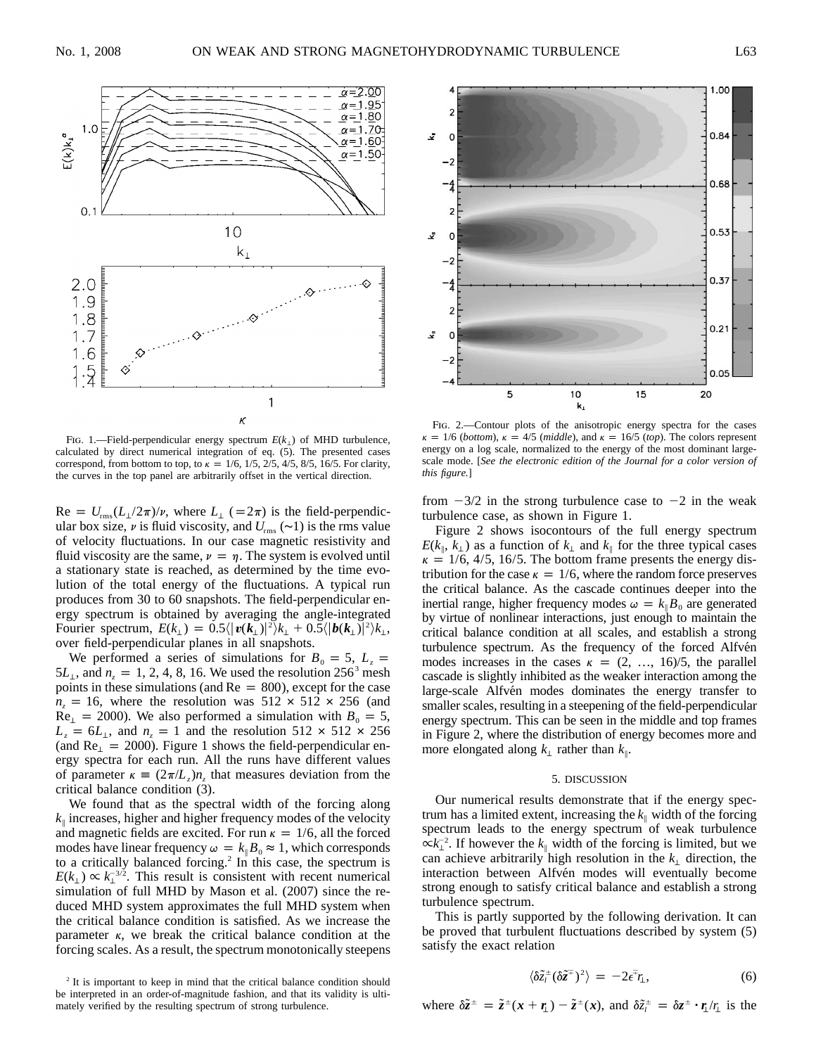FIG. 1.—Field-perpendicular energy spectrum $E(k_\perp)$ of MHD turbulence, calculated by direct numerical integration of eq. (5). The presented cases correspond, from bottom to top, to $\kappa = 1/6, 1/5, 2/5, 4/5, 8/5, 16/5$. For clarity, the curves in the top panel are arbitrarily offset in the vertical direction.

FIG. 2.—Contour plots of the anisotropic energy spectra for the cases $\kappa = 1/6$ (*bottom*), $\kappa = 4/5$ (*middle*), and $\kappa = 16/5$ (*top*). The colors represent energy on a log scale, normalized to the energy of the most dominant large-scale mode. [*See the electronic edition of the Journal for a color version of this figure.*]

$\mathrm{Re} = U_{\mathrm{rms}}(L_\perp/2\pi)/\nu$, where $L_\perp$ ($=2\pi$) is the field-perpendicular box size, $\nu$ is fluid viscosity, and $U_{\mathrm{rms}}$ ($\sim$1) is the rms value of velocity fluctuations. In our case magnetic resistivity and fluid viscosity are the same, $\nu = \eta$. The system is evolved until a stationary state is reached, as determined by the time evolution of the total energy of the fluctuations. A typical run produces from 30 to 60 snapshots. The field-perpendicular energy spectrum is obtained by averaging the angle-integrated Fourier spectrum, $E(k_\perp) = 0.5\langle|\boldsymbol{v}(\boldsymbol{k}_\perp)|^2\rangle k_\perp + 0.5\langle|\boldsymbol{b}(\boldsymbol{k}_\perp)|^2\rangle k_\perp$, over field-perpendicular planes in all snapshots.

We performed a series of simulations for $B_0 = 5$, $L_z = 5L_\perp$, and $n_z = 1, 2, 4, 8, 16$. We used the resolution $256^3$ mesh points in these simulations (and $\mathrm{Re} = 800$), except for the case $n_z = 16$, where the resolution was $512 \times 512 \times 256$ (and $\mathrm{Re}_\perp = 2000$). We also performed a simulation with $B_0 = 5$, $L_z = 6L_\perp$, and $n_z = 1$ and the resolution $512 \times 512 \times 256$ (and $\mathrm{Re}_\perp = 2000$). Figure 1 shows the field-perpendicular energy spectra for each run. All the runs have different values of parameter $\kappa \equiv (2\pi/L_z)n_z$ that measures deviation from the critical balance condition (3).

We found that as the spectral width of the forcing along $k_\parallel$ increases, higher and higher frequency modes of the velocity and magnetic fields are excited. For run $\kappa = 1/6$, all the forced modes have linear frequency $\omega = k_\parallel B_0 \approx 1$, which corresponds to a critically balanced forcing.[2] In this case, the spectrum is $E(k_\perp) \propto k_\perp^{-3/2}$. This result is consistent with recent numerical simulation of full MHD by Mason et al. (2007) since the reduced MHD system approximates the full MHD system when the critical balance condition is satisfied. As we increase the parameter $\kappa$, we break the critical balance condition at the forcing scales. As a result, the spectrum monotonically steepens from $-3/2$ in the strong turbulence case to $-2$ in the weak turbulence case, as shown in Figure 1.

Figure 2 shows isocontours of the full energy spectrum $E(k_\parallel, k_\perp)$ as a function of $k_\perp$ and $k_\parallel$ for the three typical cases $\kappa = 1/6, 4/5, 16/5$. The bottom frame presents the energy distribution for the case $\kappa = 1/6$, where the random force preserves the critical balance. As the cascade continues deeper into the inertial range, higher frequency modes $\omega = k_\parallel B_0$ are generated by virtue of nonlinear interactions, just enough to maintain the critical balance condition at all scales, and establish a strong turbulence spectrum. As the frequency of the forced Alfvén modes increases in the cases $\kappa = (2, \ldots, 16)/5$, the parallel cascade is slightly inhibited as the weaker interaction among the large-scale Alfvén modes dominates the energy transfer to smaller scales, resulting in a steepening of the field-perpendicular energy spectrum. This can be seen in the middle and top frames in Figure 2, where the distribution of energy becomes more and more elongated along $k_\perp$ rather than $k_\parallel$.

## 5. DISCUSSION

Our numerical results demonstrate that if the energy spectrum has a limited extent, increasing the $k_\parallel$ width of the forcing spectrum leads to the energy spectrum of weak turbulence $\propto k_\perp^{-2}$. If however the $k_\parallel$ width of the forcing is limited, but we can achieve arbitrarily high resolution in the $k_\perp$ direction, the interaction between Alfvén modes will eventually become strong enough to satisfy critical balance and establish a strong turbulence spectrum.

This is partly supported by the following derivation. It can be proved that turbulent fluctuations described by system (5) satisfy the exact relation

$$\langle \delta\tilde{z}_l^{\pm}(\delta\tilde{\boldsymbol{z}}^{\mp})^2\rangle = -2\epsilon^{\mp} r_\perp, \tag{6}$$

where $\delta\tilde{\boldsymbol{z}}^{\pm} = \tilde{\boldsymbol{z}}^{\pm}(\boldsymbol{x} + \boldsymbol{r}_\perp) - \tilde{\boldsymbol{z}}^{\pm}(\boldsymbol{x})$, and $\delta\tilde{z}_l^{\pm} = \delta\boldsymbol{z}^{\pm} \cdot \boldsymbol{r}_\perp/r_\perp$ is the

[2] It is important to keep in mind that the critical balance condition should be interpreted in an order-of-magnitude fashion, and that its validity is ultimately verified by the resulting spectrum of strong turbulence.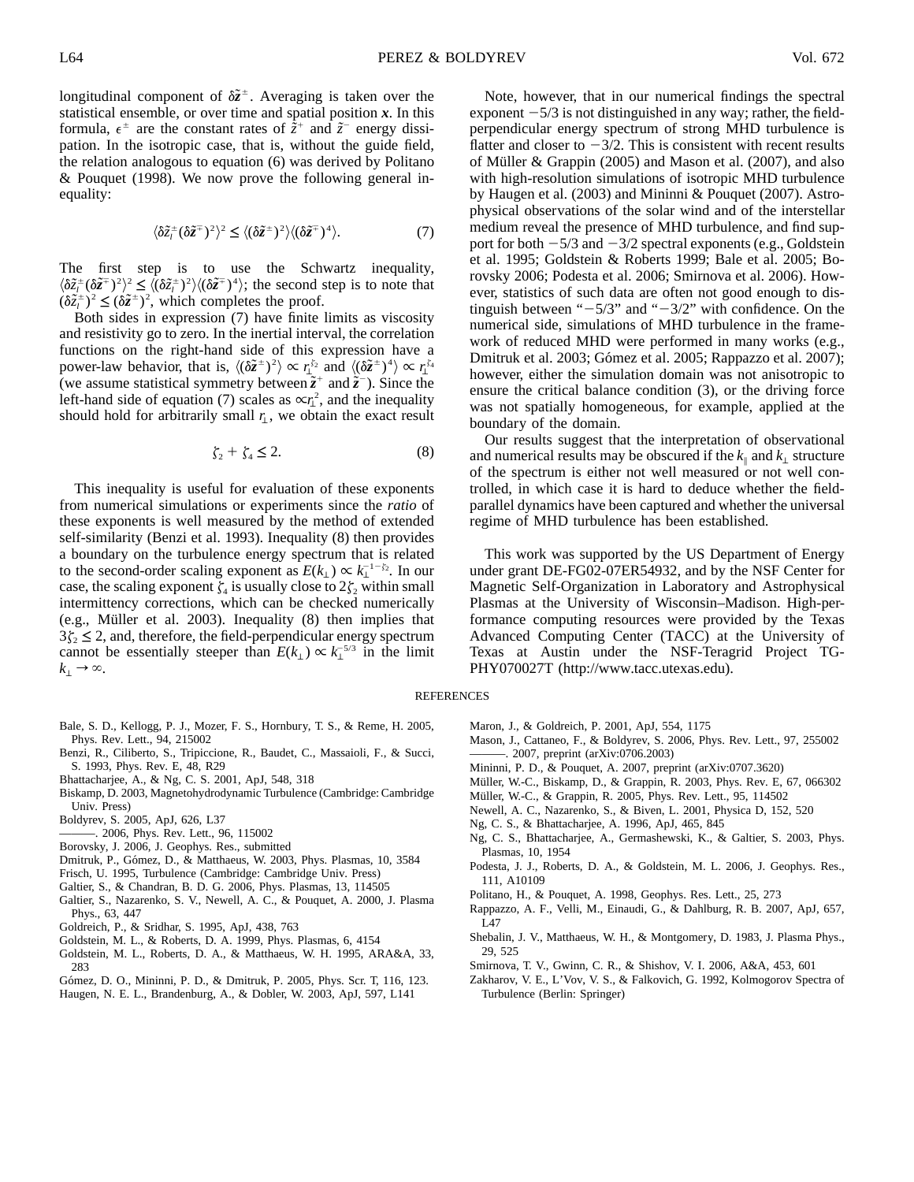longitudinal component of $\delta\tilde{z}^{\pm}$. Averaging is taken over the statistical ensemble, or over time and spatial position $\boldsymbol{x}$. In this formula, $\epsilon^{\pm}$ are the constant rates of $\tilde{z}^{+}$ and $\tilde{z}^{-}$ energy dissipation. In the isotropic case, that is, without the guide field, the relation analogous to equation (6) was derived by Politano & Pouquet (1998). We now prove the following general inequality:

$$\langle \delta\tilde{z}_l^{\pm}(\delta\tilde{\boldsymbol{z}}^{\mp})^2\rangle^2 \le \langle(\delta\tilde{\boldsymbol{z}}^{\pm})^2\rangle\langle(\delta\tilde{\boldsymbol{z}}^{\mp})^4\rangle. \tag{7}$$

The first step is to use the Schwartz inequality, $\langle \delta\tilde{z}_l^{\pm}(\delta\tilde{\boldsymbol{z}}^{\mp})^2\rangle^2 \le \langle(\delta\tilde{z}_l^{\pm})^2\rangle\langle(\delta\tilde{\boldsymbol{z}}^{\mp})^4\rangle$; the second step is to note that $(\delta\tilde{z}_l^{\pm})^2 \le (\delta\tilde{\boldsymbol{z}}^{\pm})^2$, which completes the proof.

Both sides in expression (7) have finite limits as viscosity and resistivity go to zero. In the inertial interval, the correlation functions on the right-hand side of this expression have a power-law behavior, that is, $\langle(\delta\tilde{\boldsymbol{z}}^{\pm})^2\rangle \propto r_\perp^{\zeta_2}$ and $\langle(\delta\tilde{\boldsymbol{z}}^{\pm})^4\rangle \propto r_\perp^{\zeta_4}$ (we assume statistical symmetry between $\tilde{\boldsymbol{z}}^{+}$ and $\tilde{\boldsymbol{z}}^{-}$). Since the left-hand side of equation (7) scales as $\propto r_\perp^2$, and the inequality should hold for arbitrarily small $r_\perp$, we obtain the exact result

$$\zeta_2 + \zeta_4 \le 2. \tag{8}$$

This inequality is useful for evaluation of these exponents from numerical simulations or experiments since the *ratio* of these exponents is well measured by the method of extended self-similarity (Benzi et al. 1993). Inequality (8) then provides a boundary on the turbulence energy spectrum that is related to the second-order scaling exponent as $E(k_\perp) \propto k_\perp^{-1-\zeta_2}$. In our case, the scaling exponent $\zeta_4$ is usually close to $2\zeta_2$ within small intermittency corrections, which can be checked numerically (e.g., Müller et al. 2003). Inequality (8) then implies that $3\zeta_2 \le 2$, and, therefore, the field-perpendicular energy spectrum cannot be essentially steeper than $E(k_\perp) \propto k_\perp^{-5/3}$ in the limit $k_\perp \to \infty$.

Note, however, that in our numerical findings the spectral exponent $-5/3$ is not distinguished in any way; rather, the field-perpendicular energy spectrum of strong MHD turbulence is flatter and closer to $-3/2$. This is consistent with recent results of Müller & Grappin (2005) and Mason et al. (2007), and also with high-resolution simulations of isotropic MHD turbulence by Haugen et al. (2003) and Mininni & Pouquet (2007). Astrophysical observations of the solar wind and of the interstellar medium reveal the presence of MHD turbulence, and find support for both $-5/3$ and $-3/2$ spectral exponents (e.g., Goldstein et al. 1995; Goldstein & Roberts 1999; Bale et al. 2005; Borovsky 2006; Podesta et al. 2006; Smirnova et al. 2006). However, statistics of such data are often not good enough to distinguish between "$-5/3$" and "$-3/2$" with confidence. On the numerical side, simulations of MHD turbulence in the framework of reduced MHD were performed in many works (e.g., Dmitruk et al. 2003; Gómez et al. 2005; Rappazzo et al. 2007); however, either the simulation domain was not anisotropic to ensure the critical balance condition (3), or the driving force was not spatially homogeneous, for example, applied at the boundary of the domain.

Our results suggest that the interpretation of observational and numerical results may be obscured if the $k_\parallel$ and $k_\perp$ structure of the spectrum is either not well measured or not well controlled, in which case it is hard to deduce whether the field-parallel dynamics have been captured and whether the universal regime of MHD turbulence has been established.

This work was supported by the US Department of Energy under grant DE-FG02-07ER54932, and by the NSF Center for Magnetic Self-Organization in Laboratory and Astrophysical Plasmas at the University of Wisconsin–Madison. High-performance computing resources were provided by the Texas Advanced Computing Center (TACC) at the University of Texas at Austin under the NSF-Teragrid Project TG-PHY070027T (http://www.tacc.utexas.edu).

## REFERENCES

Bale, S. D., Kellogg, P. J., Mozer, F. S., Hornbury, T. S., & Reme, H. 2005, Phys. Rev. Lett., 94, 215002

Benzi, R., Ciliberto, S., Tripiccione, R., Baudet, C., Massaioli, F., & Succi, S. 1993, Phys. Rev. E, 48, R29

Bhattacharjee, A., & Ng, C. S. 2001, ApJ, 548, 318

Biskamp, D. 2003, Magnetohydrodynamic Turbulence (Cambridge: Cambridge Univ. Press)

Boldyrev, S. 2005, ApJ, 626, L37

———. 2006, Phys. Rev. Lett., 96, 115002

Borovsky, J. 2006, J. Geophys. Res., submitted

Dmitruk, P., Gómez, D., & Matthaeus, W. 2003, Phys. Plasmas, 10, 3584

Frisch, U. 1995, Turbulence (Cambridge: Cambridge Univ. Press)

Galtier, S., & Chandran, B. D. G. 2006, Phys. Plasmas, 13, 114505

Galtier, S., Nazarenko, S. V., Newell, A. C., & Pouquet, A. 2000, J. Plasma Phys., 63, 447

Goldreich, P., & Sridhar, S. 1995, ApJ, 438, 763

Goldstein, M. L., & Roberts, D. A. 1999, Phys. Plasmas, 6, 4154

Goldstein, M. L., Roberts, D. A., & Matthaeus, W. H. 1995, ARA&A, 33, 283

Gómez, D. O., Mininni, P. D., & Dmitruk, P. 2005, Phys. Scr. T, 116, 123.

Haugen, N. E. L., Brandenburg, A., & Dobler, W. 2003, ApJ, 597, L141

Maron, J., & Goldreich, P. 2001, ApJ, 554, 1175

Mason, J., Cattaneo, F., & Boldyrev, S. 2006, Phys. Rev. Lett., 97, 255002

———. 2007, preprint (arXiv:0706.2003)

Mininni, P. D., & Pouquet, A. 2007, preprint (arXiv:0707.3620)

Müller, W.-C., Biskamp, D., & Grappin, R. 2003, Phys. Rev. E, 67, 066302

Müller, W.-C., & Grappin, R. 2005, Phys. Rev. Lett., 95, 114502

Newell, A. C., Nazarenko, S., & Biven, L. 2001, Physica D, 152, 520

Ng, C. S., & Bhattacharjee, A. 1996, ApJ, 465, 845

Ng, C. S., Bhattacharjee, A., Germashewski, K., & Galtier, S. 2003, Phys. Plasmas, 10, 1954

Podesta, J. J., Roberts, D. A., & Goldstein, M. L. 2006, J. Geophys. Res., 111, A10109

Politano, H., & Pouquet, A. 1998, Geophys. Res. Lett., 25, 273

Rappazzo, A. F., Velli, M., Einaudi, G., & Dahlburg, R. B. 2007, ApJ, 657, L47

Shebalin, J. V., Matthaeus, W. H., & Montgomery, D. 1983, J. Plasma Phys., 29, 525

Smirnova, T. V., Gwinn, C. R., & Shishov, V. I. 2006, A&A, 453, 601

Zakharov, V. E., L'Vov, V. S., & Falkovich, G. 1992, Kolmogorov Spectra of Turbulence (Berlin: Springer)